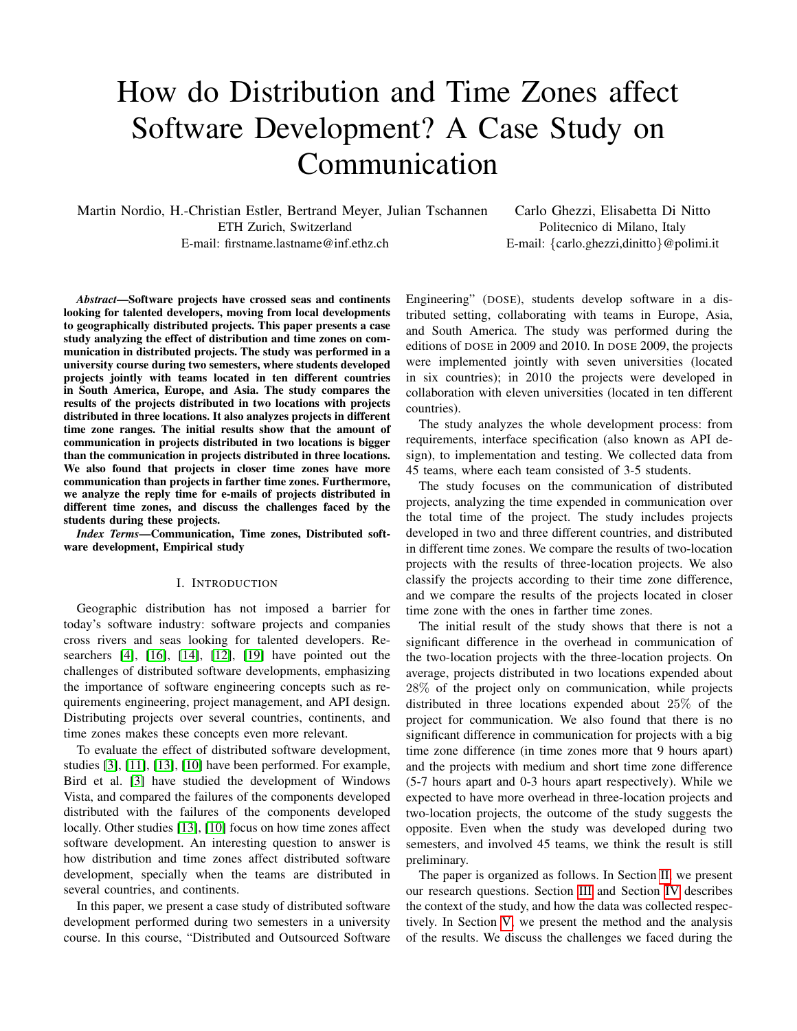# How do Distribution and Time Zones affect Software Development? A Case Study on Communication

Martin Nordio, H.-Christian Estler, Bertrand Meyer, Julian Tschannen
ETH Zurich, Switzerland
E-mail: firstname.lastname@inf.ethz.ch

Carlo Ghezzi, Elisabetta Di Nitto
Politecnico di Milano, Italy
E-mail: {carlo.ghezzi,dinitto}@polimi.it

***Abstract*—Software projects have crossed seas and continents looking for talented developers, moving from local developments to geographically distributed projects. This paper presents a case study analyzing the effect of distribution and time zones on communication in distributed projects. The study was performed in a university course during two semesters, where students developed projects jointly with teams located in ten different countries in South America, Europe, and Asia. The study compares the results of the projects distributed in two locations with projects distributed in three locations. It also analyzes projects in different time zone ranges. The initial results show that the amount of communication in projects distributed in two locations is bigger than the communication in projects distributed in three locations. We also found that projects in closer time zones have more communication than projects in farther time zones. Furthermore, we analyze the reply time for e-mails of projects distributed in different time zones, and discuss the challenges faced by the students during these projects.**

***Index Terms*—Communication, Time zones, Distributed software development, Empirical study**

## I. Introduction

Geographic distribution has not imposed a barrier for today's software industry: software projects and companies cross rivers and seas looking for talented developers. Researchers [4], [16], [14], [12], [19] have pointed out the challenges of distributed software developments, emphasizing the importance of software engineering concepts such as requirements engineering, project management, and API design. Distributing projects over several countries, continents, and time zones makes these concepts even more relevant.

To evaluate the effect of distributed software development, studies [3], [11], [13], [10] have been performed. For example, Bird et al. [3] have studied the development of Windows Vista, and compared the failures of the components developed distributed with the failures of the components developed locally. Other studies [13], [10] focus on how time zones affect software development. An interesting question to answer is how distribution and time zones affect distributed software development, specially when the teams are distributed in several countries, and continents.

In this paper, we present a case study of distributed software development performed during two semesters in a university course. In this course, "Distributed and Outsourced Software Engineering" (DOSE), students develop software in a distributed setting, collaborating with teams in Europe, Asia, and South America. The study was performed during the editions of DOSE in 2009 and 2010. In DOSE 2009, the projects were implemented jointly with seven universities (located in six countries); in 2010 the projects were developed in collaboration with eleven universities (located in ten different countries).

The study analyzes the whole development process: from requirements, interface specification (also known as API design), to implementation and testing. We collected data from 45 teams, where each team consisted of 3-5 students.

The study focuses on the communication of distributed projects, analyzing the time expended in communication over the total time of the project. The study includes projects developed in two and three different countries, and distributed in different time zones. We compare the results of two-location projects with the results of three-location projects. We also classify the projects according to their time zone difference, and we compare the results of the projects located in closer time zone with the ones in farther time zones.

The initial result of the study shows that there is not a significant difference in the overhead in communication of the two-location projects with the three-location projects. On average, projects distributed in two locations expended about 28% of the project only on communication, while projects distributed in three locations expended about 25% of the project for communication. We also found that there is no significant difference in communication for projects with a big time zone difference (in time zones more that 9 hours apart) and the projects with medium and short time zone difference (5-7 hours apart and 0-3 hours apart respectively). While we expected to have more overhead in three-location projects and two-location projects, the outcome of the study suggests the opposite. Even when the study was developed during two semesters, and involved 45 teams, we think the result is still preliminary.

The paper is organized as follows. In Section II, we present our research questions. Section III and Section IV describes the context of the study, and how the data was collected respectively. In Section V, we present the method and the analysis of the results. We discuss the challenges we faced during the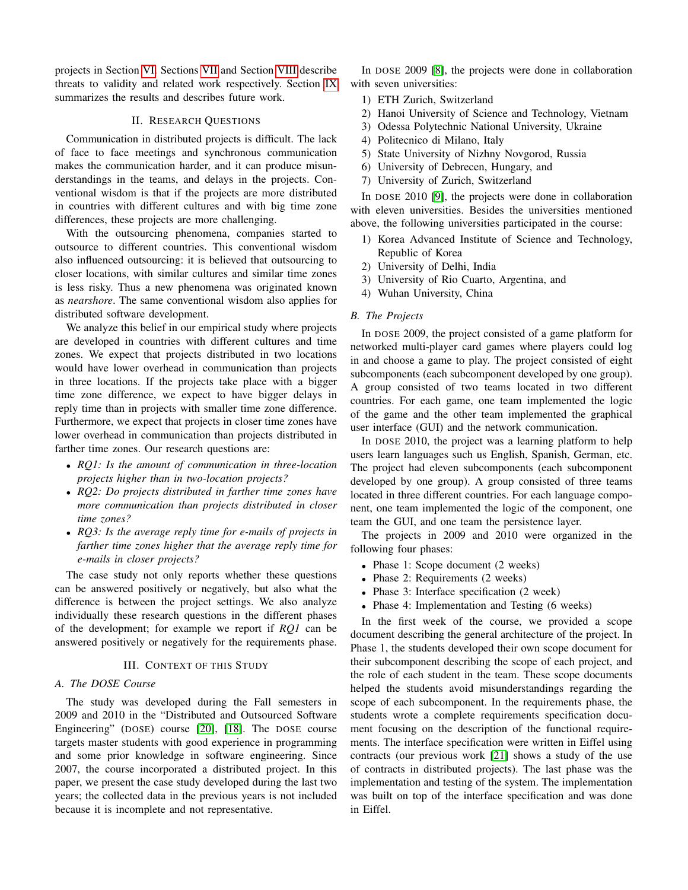projects in Section VI. Sections VII and Section VIII describe threats to validity and related work respectively. Section IX summarizes the results and describes future work.

## II. Research Questions

Communication in distributed projects is difficult. The lack of face to face meetings and synchronous communication makes the communication harder, and it can produce misunderstandings in the teams, and delays in the projects. Conventional wisdom is that if the projects are more distributed in countries with different cultures and with big time zone differences, these projects are more challenging.

With the outsourcing phenomena, companies started to outsource to different countries. This conventional wisdom also influenced outsourcing: it is believed that outsourcing to closer locations, with similar cultures and similar time zones is less risky. Thus a new phenomena was originated known as *nearshore*. The same conventional wisdom also applies for distributed software development.

We analyze this belief in our empirical study where projects are developed in countries with different cultures and time zones. We expect that projects distributed in two locations would have lower overhead in communication than projects in three locations. If the projects take place with a bigger time zone difference, we expect to have bigger delays in reply time than in projects with smaller time zone difference. Furthermore, we expect that projects in closer time zones have lower overhead in communication than projects distributed in farther time zones. Our research questions are:

- *RQ1: Is the amount of communication in three-location projects higher than in two-location projects?*
- *RQ2: Do projects distributed in farther time zones have more communication than projects distributed in closer time zones?*
- *RQ3: Is the average reply time for e-mails of projects in farther time zones higher that the average reply time for e-mails in closer projects?*

The case study not only reports whether these questions can be answered positively or negatively, but also what the difference is between the project settings. We also analyze individually these research questions in the different phases of the development; for example we report if *RQ1* can be answered positively or negatively for the requirements phase.

## III. Context of this Study

### A. The DOSE Course

The study was developed during the Fall semesters in 2009 and 2010 in the "Distributed and Outsourced Software Engineering" (DOSE) course [20], [18]. The DOSE course targets master students with good experience in programming and some prior knowledge in software engineering. Since 2007, the course incorporated a distributed project. In this paper, we present the case study developed during the last two years; the collected data in the previous years is not included because it is incomplete and not representative.

In DOSE 2009 [8], the projects were done in collaboration with seven universities:

1) ETH Zurich, Switzerland
2) Hanoi University of Science and Technology, Vietnam
3) Odessa Polytechnic National University, Ukraine
4) Politecnico di Milano, Italy
5) State University of Nizhny Novgorod, Russia
6) University of Debrecen, Hungary, and
7) University of Zurich, Switzerland

In DOSE 2010 [9], the projects were done in collaboration with eleven universities. Besides the universities mentioned above, the following universities participated in the course:

1) Korea Advanced Institute of Science and Technology, Republic of Korea
2) University of Delhi, India
3) University of Rio Cuarto, Argentina, and
4) Wuhan University, China

### B. The Projects

In DOSE 2009, the project consisted of a game platform for networked multi-player card games where players could log in and choose a game to play. The project consisted of eight subcomponents (each subcomponent developed by one group). A group consisted of two teams located in two different countries. For each game, one team implemented the logic of the game and the other team implemented the graphical user interface (GUI) and the network communication.

In DOSE 2010, the project was a learning platform to help users learn languages such us English, Spanish, German, etc. The project had eleven subcomponents (each subcomponent developed by one group). A group consisted of three teams located in three different countries. For each language component, one team implemented the logic of the component, one team the GUI, and one team the persistence layer.

The projects in 2009 and 2010 were organized in the following four phases:

- Phase 1: Scope document (2 weeks)
- Phase 2: Requirements (2 weeks)
- Phase 3: Interface specification (2 week)
- Phase 4: Implementation and Testing (6 weeks)

In the first week of the course, we provided a scope document describing the general architecture of the project. In Phase 1, the students developed their own scope document for their subcomponent describing the scope of each project, and the role of each student in the team. These scope documents helped the students avoid misunderstandings regarding the scope of each subcomponent. In the requirements phase, the students wrote a complete requirements specification document focusing on the description of the functional requirements. The interface specification were written in Eiffel using contracts (our previous work [21] shows a study of the use of contracts in distributed projects). The last phase was the implementation and testing of the system. The implementation was built on top of the interface specification and was done in Eiffel.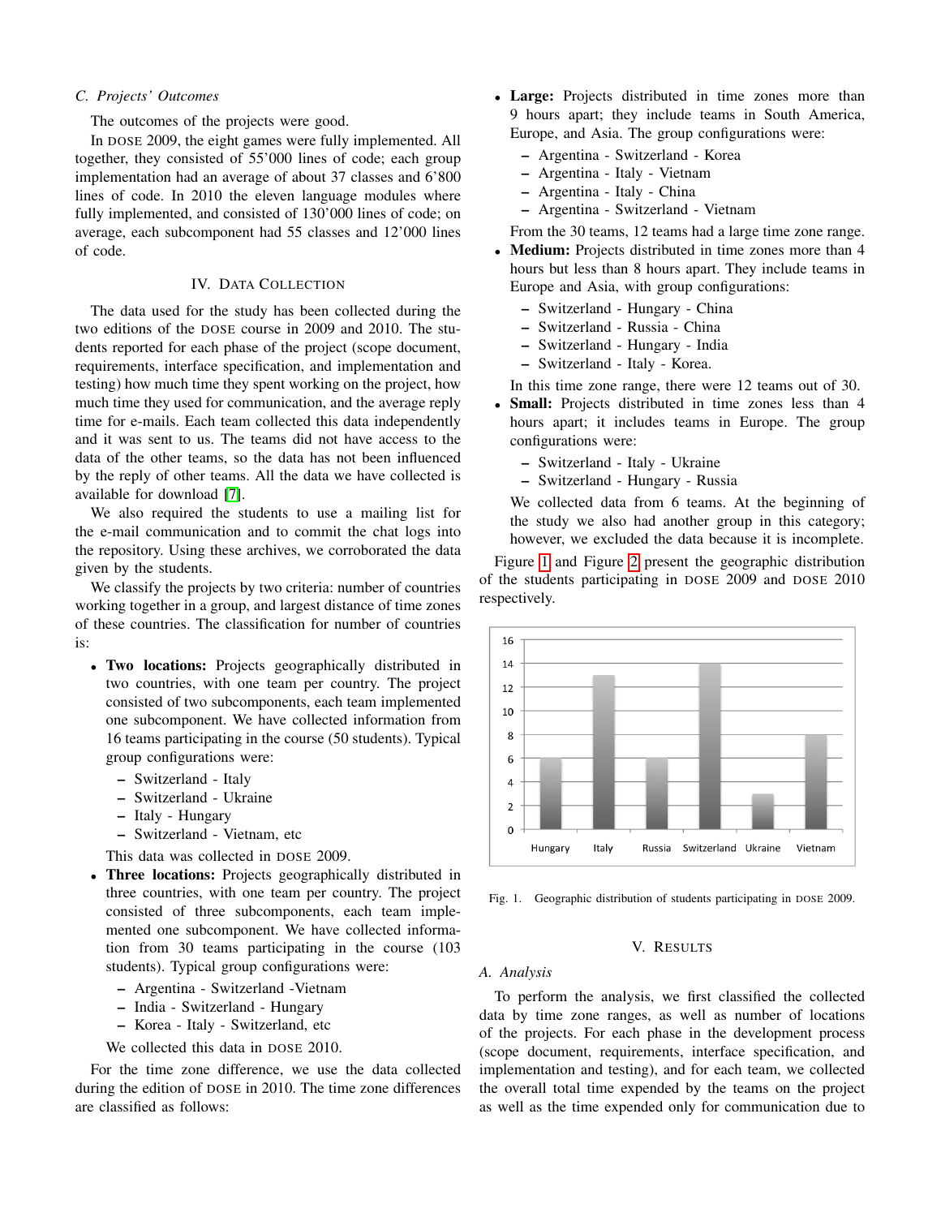### C. Projects' Outcomes

The outcomes of the projects were good.

In DOSE 2009, the eight games were fully implemented. All together, they consisted of 55'000 lines of code; each group implementation had an average of about 37 classes and 6'800 lines of code. In 2010 the eleven language modules where fully implemented, and consisted of 130'000 lines of code; on average, each subcomponent had 55 classes and 12'000 lines of code.

## IV. Data Collection

The data used for the study has been collected during the two editions of the DOSE course in 2009 and 2010. The students reported for each phase of the project (scope document, requirements, interface specification, and implementation and testing) how much time they spent working on the project, how much time they used for communication, and the average reply time for e-mails. Each team collected this data independently and it was sent to us. The teams did not have access to the data of the other teams, so the data has not been influenced by the reply of other teams. All the data we have collected is available for download [7].

We also required the students to use a mailing list for the e-mail communication and to commit the chat logs into the repository. Using these archives, we corroborated the data given by the students.

We classify the projects by two criteria: number of countries working together in a group, and largest distance of time zones of these countries. The classification for number of countries is:

- **Two locations:** Projects geographically distributed in two countries, with one team per country. The project consisted of two subcomponents, each team implemented one subcomponent. We have collected information from 16 teams participating in the course (50 students). Typical group configurations were:
  - Switzerland - Italy
  - Switzerland - Ukraine
  - Italy - Hungary
  - Switzerland - Vietnam, etc

  This data was collected in DOSE 2009.
- **Three locations:** Projects geographically distributed in three countries, with one team per country. The project consisted of three subcomponents, each team implemented one subcomponent. We have collected information from 30 teams participating in the course (103 students). Typical group configurations were:
  - Argentina - Switzerland -Vietnam
  - India - Switzerland - Hungary
  - Korea - Italy - Switzerland, etc

  We collected this data in DOSE 2010.

For the time zone difference, we use the data collected during the edition of DOSE in 2010. The time zone differences are classified as follows:

- **Large:** Projects distributed in time zones more than 9 hours apart; they include teams in South America, Europe, and Asia. The group configurations were:
  - Argentina - Switzerland - Korea
  - Argentina - Italy - Vietnam
  - Argentina - Italy - China
  - Argentina - Switzerland - Vietnam

  From the 30 teams, 12 teams had a large time zone range.
- **Medium:** Projects distributed in time zones more than 4 hours but less than 8 hours apart. They include teams in Europe and Asia, with group configurations:
  - Switzerland - Hungary - China
  - Switzerland - Russia - China
  - Switzerland - Hungary - India
  - Switzerland - Italy - Korea.

  In this time zone range, there were 12 teams out of 30.
- **Small:** Projects distributed in time zones less than 4 hours apart; it includes teams in Europe. The group configurations were:
  - Switzerland - Italy - Ukraine
  - Switzerland - Hungary - Russia

  We collected data from 6 teams. At the beginning of the study we also had another group in this category; however, we excluded the data because it is incomplete.

Figure 1 and Figure 2 present the geographic distribution of the students participating in DOSE 2009 and DOSE 2010 respectively.

| Country | Students |
|---|---|
| Hungary | 6 |
| Italy | 13 |
| Russia | 6 |
| Switzerland | 14 |
| Ukraine | 3 |
| Vietnam | 8 |

Fig. 1. Geographic distribution of students participating in DOSE 2009.

## V. Results

### A. Analysis

To perform the analysis, we first classified the collected data by time zone ranges, as well as number of locations of the projects. For each phase in the development process (scope document, requirements, interface specification, and implementation and testing), and for each team, we collected the overall total time expended by the teams on the project as well as the time expended only for communication due to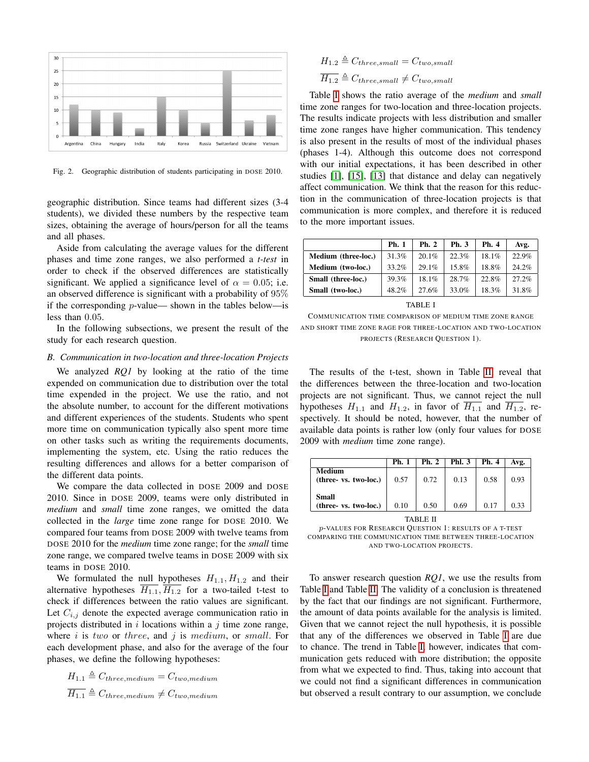Fig. 2. Geographic distribution of students participating in DOSE 2010.

geographic distribution. Since teams had different sizes (3-4 students), we divided these numbers by the respective team sizes, obtaining the average of hours/person for all the teams and all phases.

Aside from calculating the average values for the different phases and time zone ranges, we also performed a *t-test* in order to check if the observed differences are statistically significant. We applied a significance level of $\alpha = 0.05$; i.e. an observed difference is significant with a probability of $95\%$ if the corresponding $p$-value— shown in the tables below—is less than $0.05$.

In the following subsections, we present the result of the study for each research question.

### B. Communication in two-location and three-location Projects

We analyzed *RQ1* by looking at the ratio of the time expended on communication due to distribution over the total time expended in the project. We use the ratio, and not the absolute number, to account for the different motivations and different experiences of the students. Students who spent more time on communication typically also spent more time on other tasks such as writing the requirements documents, implementing the system, etc. Using the ratio reduces the resulting differences and allows for a better comparison of the different data points.

We compare the data collected in DOSE 2009 and DOSE 2010. Since in DOSE 2009, teams were only distributed in *medium* and *small* time zone ranges, we omitted the data collected in the *large* time zone range for DOSE 2010. We compared four teams from DOSE 2009 with twelve teams from DOSE 2010 for the *medium* time zone range; for the *small* time zone range, we compared twelve teams in DOSE 2009 with six teams in DOSE 2010.

We formulated the null hypotheses $H_{1.1}, H_{1.2}$ and their alternative hypotheses $\overline{H_{1.1}}, \overline{H_{1.2}}$ for a two-tailed t-test to check if differences between the ratio values are significant. Let $C_{i,j}$ denote the expected average communication ratio in projects distributed in $i$ locations within a $j$ time zone range, where $i$ is $two$ or $three$, and $j$ is $medium$, or $small$. For each development phase, and also for the average of the four phases, we define the following hypotheses:

$$H_{1.1} \triangleq C_{three,medium} = C_{two,medium}$$

$$\overline{H_{1.1}} \triangleq C_{three,medium} \neq C_{two,medium}$$

$$H_{1.2} \triangleq C_{three,small} = C_{two,small}$$

$$\overline{H_{1.2}} \triangleq C_{three,small} \neq C_{two,small}$$

Table I shows the ratio average of the *medium* and *small* time zone ranges for two-location and three-location projects. The results indicate projects with less distribution and smaller time zone ranges have higher communication. This tendency is also present in the results of most of the individual phases (phases 1-4). Although this outcome does not correspond with our initial expectations, it has been described in other studies [1], [15], [13] that distance and delay can negatively affect communication. We think that the reason for this reduction in the communication of three-location projects is that communication is more complex, and therefore it is reduced to the more important issues.

| | Ph. 1 | Ph. 2 | Ph. 3 | Ph. 4 | Avg. |
|---|---|---|---|---|---|
| **Medium (three-loc.)** | 31.3% | 20.1% | 22.3% | 18.1% | 22.9% |
| **Medium (two-loc.)** | 33.2% | 29.1% | 15.8% | 18.8% | 24.2% |
| **Small (three-loc.)** | 39.3% | 18.1% | 28.7% | 22.8% | 27.2% |
| **Small (two-loc.)** | 48.2% | 27.6% | 33.0% | 18.3% | 31.8% |

TABLE I
COMMUNICATION TIME COMPARISON OF MEDIUM TIME ZONE RANGE AND SHORT TIME ZONE RAGE FOR THREE-LOCATION AND TWO-LOCATION PROJECTS (RESEARCH QUESTION 1).

The results of the t-test, shown in Table II, reveal that the differences between the three-location and two-location projects are not significant. Thus, we cannot reject the null hypotheses $H_{1.1}$ and $H_{1.2}$, in favor of $\overline{H_{1.1}}$ and $\overline{H_{1.2}}$, respectively. It should be noted, however, that the number of available data points is rather low (only four values for DOSE 2009 with *medium* time zone range).

| | Ph. 1 | Ph. 2 | Phl. 3 | Ph. 4 | Avg. |
|---|---|---|---|---|---|
| **Medium (three- vs. two-loc.)** | 0.57 | 0.72 | 0.13 | 0.58 | 0.93 |
| **Small (three- vs. two-loc.)** | 0.10 | 0.50 | 0.69 | 0.17 | 0.33 |

TABLE II
$p$-VALUES FOR RESEARCH QUESTION 1: RESULTS OF A T-TEST COMPARING THE COMMUNICATION TIME BETWEEN THREE-LOCATION AND TWO-LOCATION PROJECTS.

To answer research question *RQ1*, we use the results from Table I and Table II. The validity of a conclusion is threatened by the fact that our findings are not significant. Furthermore, the amount of data points available for the analysis is limited. Given that we cannot reject the null hypothesis, it is possible that any of the differences we observed in Table I are due to chance. The trend in Table I, however, indicates that communication gets reduced with more distribution; the opposite from what we expected to find. Thus, taking into account that we could not find a significant differences in communication but observed a result contrary to our assumption, we conclude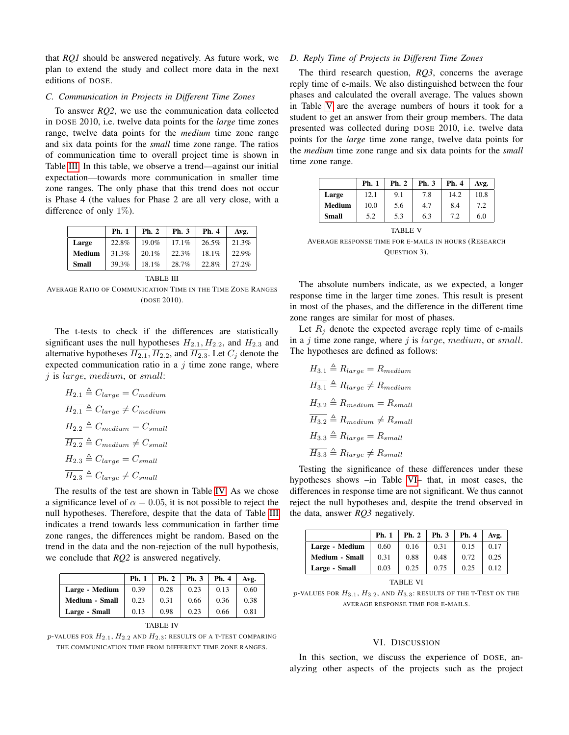that *RQ1* should be answered negatively. As future work, we plan to extend the study and collect more data in the next editions of DOSE.

### C. Communication in Projects in Different Time Zones

To answer *RQ2*, we use the communication data collected in DOSE 2010, i.e. twelve data points for the *large* time zones range, twelve data points for the *medium* time zone range and six data points for the *small* time zone range. The ratios of communication time to overall project time is shown in Table III. In this table, we observe a trend—against our initial expectation—towards more communication in smaller time zone ranges. The only phase that this trend does not occur is Phase 4 (the values for Phase 2 are all very close, with a difference of only 1%).

| | Ph. 1 | Ph. 2 | Ph. 3 | Ph. 4 | Avg. |
|---|---|---|---|---|---|
| **Large** | 22.8% | 19.0% | 17.1% | 26.5% | 21.3% |
| **Medium** | 31.3% | 20.1% | 22.3% | 18.1% | 22.9% |
| **Small** | 39.3% | 18.1% | 28.7% | 22.8% | 27.2% |

TABLE III
AVERAGE RATIO OF COMMUNICATION TIME IN THE TIME ZONE RANGES (DOSE 2010).

The t-tests to check if the differences are statistically significant uses the null hypotheses $H_{2.1}, H_{2.2}$, and $H_{2.3}$ and alternative hypotheses $\overline{H_{2.1}}, \overline{H_{2.2}}$, and $\overline{H_{2.3}}$. Let $C_j$ denote the expected communication ratio in a $j$ time zone range, where $j$ is $large$, $medium$, or $small$:

$$H_{2.1} \triangleq C_{large} = C_{medium}$$
$$\overline{H_{2.1}} \triangleq C_{large} \neq C_{medium}$$
$$H_{2.2} \triangleq C_{medium} = C_{small}$$
$$\overline{H_{2.2}} \triangleq C_{medium} \neq C_{small}$$
$$H_{2.3} \triangleq C_{large} = C_{small}$$
$$\overline{H_{2.3}} \triangleq C_{large} \neq C_{small}$$

The results of the test are shown in Table IV. As we chose a significance level of $\alpha = 0.05$, it is not possible to reject the null hypotheses. Therefore, despite that the data of Table III indicates a trend towards less communication in farther time zone ranges, the differences might be random. Based on the trend in the data and the non-rejection of the null hypothesis, we conclude that *RQ2* is answered negatively.

| | Ph. 1 | Ph. 2 | Ph. 3 | Ph. 4 | Avg. |
|---|---|---|---|---|---|
| **Large - Medium** | 0.39 | 0.28 | 0.23 | 0.13 | 0.60 |
| **Medium - Small** | 0.23 | 0.31 | 0.66 | 0.36 | 0.38 |
| **Large - Small** | 0.13 | 0.98 | 0.23 | 0.66 | 0.81 |

TABLE IV
$p$-VALUES FOR $H_{2.1}$, $H_{2.2}$ AND $H_{2.3}$: RESULTS OF A T-TEST COMPARING THE COMMUNICATION TIME FROM DIFFERENT TIME ZONE RANGES.

### D. Reply Time of Projects in Different Time Zones

The third research question, *RQ3*, concerns the average reply time of e-mails. We also distinguished between the four phases and calculated the overall average. The values shown in Table V are the average numbers of hours it took for a student to get an answer from their group members. The data presented was collected during DOSE 2010, i.e. twelve data points for the *large* time zone range, twelve data points for the *medium* time zone range and six data points for the *small* time zone range.

| | Ph. 1 | Ph. 2 | Ph. 3 | Ph. 4 | Avg. |
|---|---|---|---|---|---|
| **Large** | 12.1 | 9.1 | 7.8 | 14.2 | 10.8 |
| **Medium** | 10.0 | 5.6 | 4.7 | 8.4 | 7.2 |
| **Small** | 5.2 | 5.3 | 6.3 | 7.2 | 6.0 |

TABLE V
AVERAGE RESPONSE TIME FOR E-MAILS IN HOURS (RESEARCH QUESTION 3).

The absolute numbers indicate, as we expected, a longer response time in the larger time zones. This result is present in most of the phases, and the difference in the different time zone ranges are similar for most of phases.

Let $R_j$ denote the expected average reply time of e-mails in a $j$ time zone range, where $j$ is $large$, $medium$, or $small$. The hypotheses are defined as follows:

$$H_{3.1} \triangleq R_{large} = R_{medium}$$
$$\overline{H_{3.1}} \triangleq R_{large} \neq R_{medium}$$
$$H_{3.2} \triangleq R_{medium} = R_{small}$$
$$\overline{H_{3.2}} \triangleq R_{medium} \neq R_{small}$$
$$H_{3.3} \triangleq R_{large} = R_{small}$$
$$\overline{H_{3.3}} \triangleq R_{large} \neq R_{small}$$

Testing the significance of these differences under these hypotheses shows –in Table VI– that, in most cases, the differences in response time are not significant. We thus cannot reject the null hypotheses and, despite the trend observed in the data, answer *RQ3* negatively.

| | Ph. 1 | Ph. 2 | Ph. 3 | Ph. 4 | Avg. |
|---|---|---|---|---|---|
| **Large - Medium** | 0.60 | 0.16 | 0.31 | 0.15 | 0.17 |
| **Medium - Small** | 0.31 | 0.88 | 0.48 | 0.72 | 0.25 |
| **Large - Small** | 0.03 | 0.25 | 0.75 | 0.25 | 0.12 |

TABLE VI
$p$-VALUES FOR $H_{3.1}$, $H_{3.2}$, AND $H_{3.3}$: RESULTS OF THE T-TEST ON THE AVERAGE RESPONSE TIME FOR E-MAILS.

## VI. DISCUSSION

In this section, we discuss the experience of DOSE, analyzing other aspects of the projects such as the project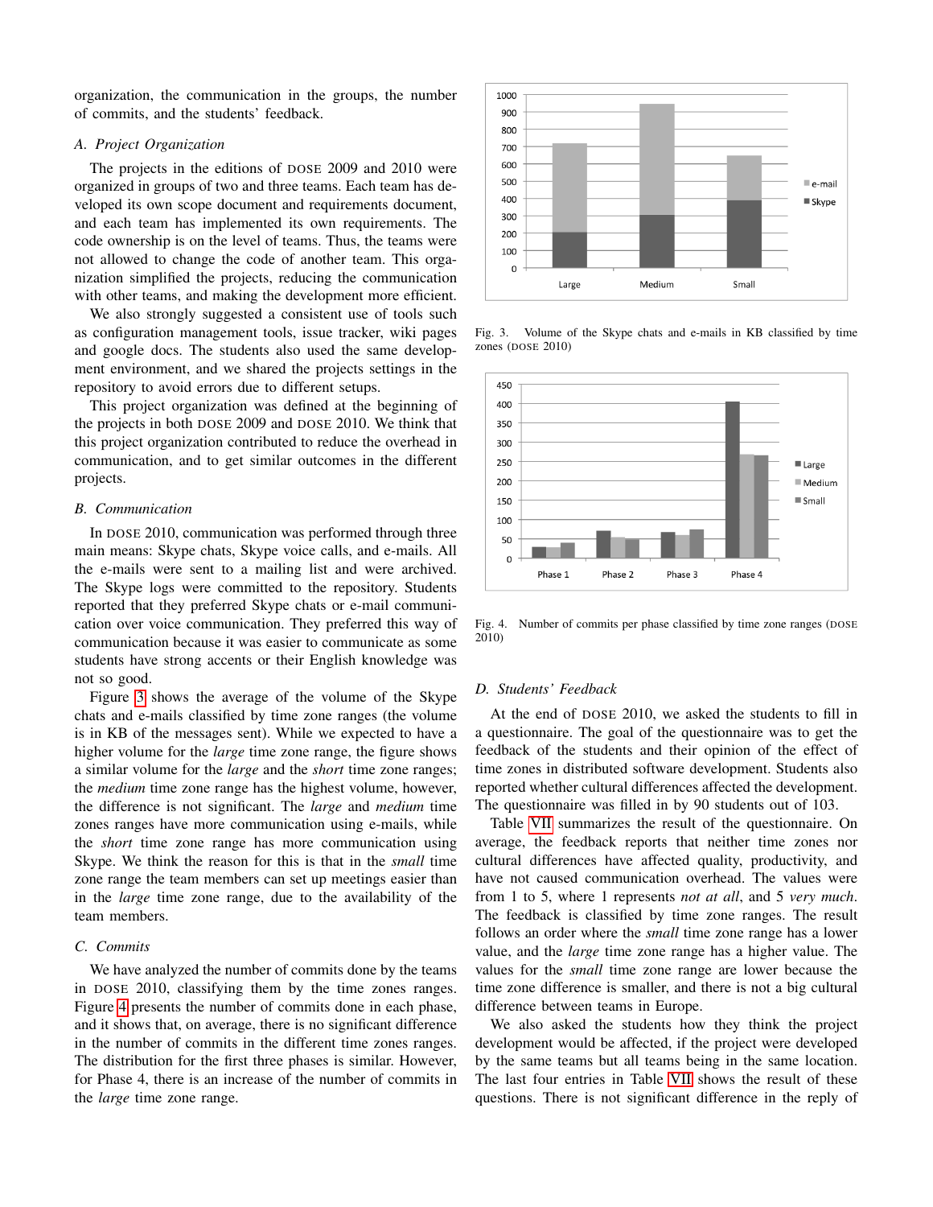organization, the communication in the groups, the number of commits, and the students' feedback.

### A. Project Organization

The projects in the editions of DOSE 2009 and 2010 were organized in groups of two and three teams. Each team has developed its own scope document and requirements document, and each team has implemented its own requirements. The code ownership is on the level of teams. Thus, the teams were not allowed to change the code of another team. This organization simplified the projects, reducing the communication with other teams, and making the development more efficient.

We also strongly suggested a consistent use of tools such as configuration management tools, issue tracker, wiki pages and google docs. The students also used the same development environment, and we shared the projects settings in the repository to avoid errors due to different setups.

This project organization was defined at the beginning of the projects in both DOSE 2009 and DOSE 2010. We think that this project organization contributed to reduce the overhead in communication, and to get similar outcomes in the different projects.

### B. Communication

In DOSE 2010, communication was performed through three main means: Skype chats, Skype voice calls, and e-mails. All the e-mails were sent to a mailing list and were archived. The Skype logs were committed to the repository. Students reported that they preferred Skype chats or e-mail communication over voice communication. They preferred this way of communication because it was easier to communicate as some students have strong accents or their English knowledge was not so good.

Figure 3 shows the average of the volume of the Skype chats and e-mails classified by time zone ranges (the volume is in KB of the messages sent). While we expected to have a higher volume for the *large* time zone range, the figure shows a similar volume for the *large* and the *short* time zone ranges; the *medium* time zone range has the highest volume, however, the difference is not significant. The *large* and *medium* time zones ranges have more communication using e-mails, while the *short* time zone range has more communication using Skype. We think the reason for this is that in the *small* time zone range the team members can set up meetings easier than in the *large* time zone range, due to the availability of the team members.

Fig. 3. Volume of the Skype chats and e-mails in KB classified by time zones (DOSE 2010)

Fig. 4. Number of commits per phase classified by time zone ranges (DOSE 2010)

### C. Commits

We have analyzed the number of commits done by the teams in DOSE 2010, classifying them by the time zones ranges. Figure 4 presents the number of commits done in each phase, and it shows that, on average, there is no significant difference in the number of commits in the different time zones ranges. The distribution for the first three phases is similar. However, for Phase 4, there is an increase of the number of commits in the *large* time zone range.

### D. Students' Feedback

At the end of DOSE 2010, we asked the students to fill in a questionnaire. The goal of the questionnaire was to get the feedback of the students and their opinion of the effect of time zones in distributed software development. Students also reported whether cultural differences affected the development. The questionnaire was filled in by 90 students out of 103.

Table VII summarizes the result of the questionnaire. On average, the feedback reports that neither time zones nor cultural differences have affected quality, productivity, and have not caused communication overhead. The values were from 1 to 5, where 1 represents *not at all*, and 5 *very much*. The feedback is classified by time zone ranges. The result follows an order where the *small* time zone range has a lower value, and the *large* time zone range has a higher value. The values for the *small* time zone range are lower because the time zone difference is smaller, and there is not a big cultural difference between teams in Europe.

We also asked the students how they think the project development would be affected, if the project were developed by the same teams but all teams being in the same location. The last four entries in Table VII shows the result of these questions. There is not significant difference in the reply of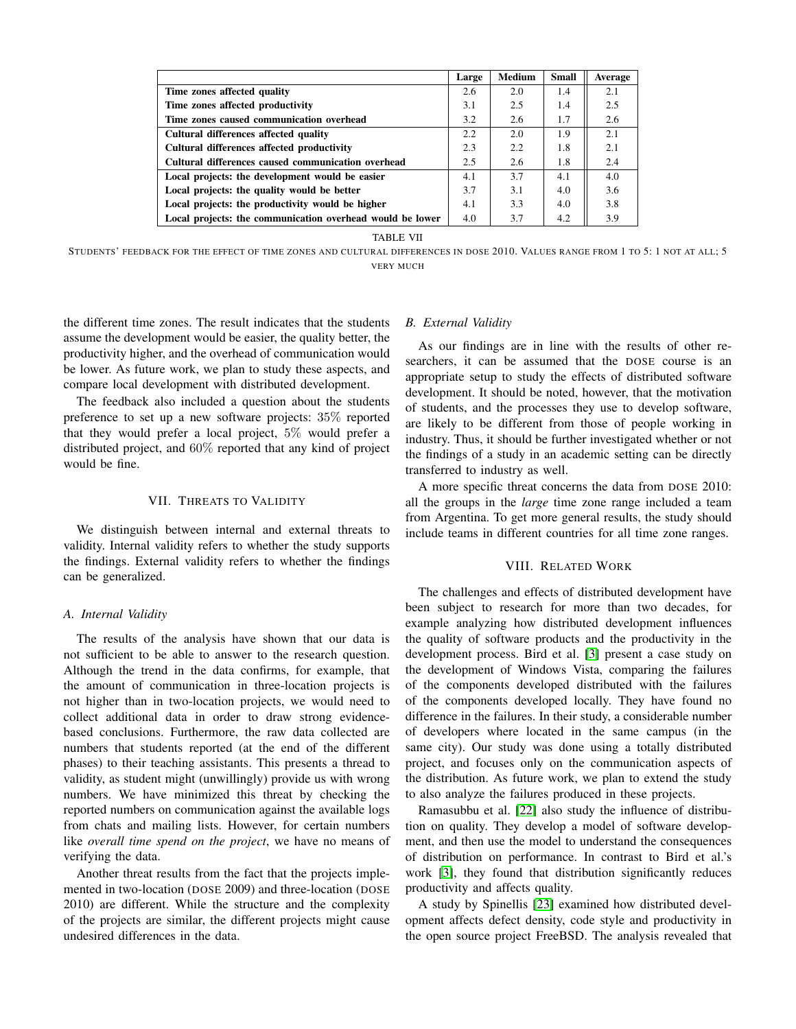|  | Large | Medium | Small | Average |
|---|---|---|---|---|
| **Time zones affected quality** | 2.6 | 2.0 | 1.4 | 2.1 |
| **Time zones affected productivity** | 3.1 | 2.5 | 1.4 | 2.5 |
| **Time zones caused communication overhead** | 3.2 | 2.6 | 1.7 | 2.6 |
| **Cultural differences affected quality** | 2.2 | 2.0 | 1.9 | 2.1 |
| **Cultural differences affected productivity** | 2.3 | 2.2 | 1.8 | 2.1 |
| **Cultural differences caused communication overhead** | 2.5 | 2.6 | 1.8 | 2.4 |
| **Local projects: the development would be easier** | 4.1 | 3.7 | 4.1 | 4.0 |
| **Local projects: the quality would be better** | 3.7 | 3.1 | 4.0 | 3.6 |
| **Local projects: the productivity would be higher** | 4.1 | 3.3 | 4.0 | 3.8 |
| **Local projects: the communication overhead would be lower** | 4.0 | 3.7 | 4.2 | 3.9 |

TABLE VII

STUDENTS' FEEDBACK FOR THE EFFECT OF TIME ZONES AND CULTURAL DIFFERENCES IN DOSE 2010. VALUES RANGE FROM 1 TO 5: 1 NOT AT ALL; 5 VERY MUCH

the different time zones. The result indicates that the students assume the development would be easier, the quality better, the productivity higher, and the overhead of communication would be lower. As future work, we plan to study these aspects, and compare local development with distributed development.

The feedback also included a question about the students preference to set up a new software projects: 35% reported that they would prefer a local project, 5% would prefer a distributed project, and 60% reported that any kind of project would be fine.

## VII. Threats to Validity

We distinguish between internal and external threats to validity. Internal validity refers to whether the study supports the findings. External validity refers to whether the findings can be generalized.

### A. Internal Validity

The results of the analysis have shown that our data is not sufficient to be able to answer to the research question. Although the trend in the data confirms, for example, that the amount of communication in three-location projects is not higher than in two-location projects, we would need to collect additional data in order to draw strong evidence-based conclusions. Furthermore, the raw data collected are numbers that students reported (at the end of the different phases) to their teaching assistants. This presents a thread to validity, as student might (unwillingly) provide us with wrong numbers. We have minimized this threat by checking the reported numbers on communication against the available logs from chats and mailing lists. However, for certain numbers like *overall time spend on the project*, we have no means of verifying the data.

Another threat results from the fact that the projects implemented in two-location (DOSE 2009) and three-location (DOSE 2010) are different. While the structure and the complexity of the projects are similar, the different projects might cause undesired differences in the data.

### B. External Validity

As our findings are in line with the results of other researchers, it can be assumed that the DOSE course is an appropriate setup to study the effects of distributed software development. It should be noted, however, that the motivation of students, and the processes they use to develop software, are likely to be different from those of people working in industry. Thus, it should be further investigated whether or not the findings of a study in an academic setting can be directly transferred to industry as well.

A more specific threat concerns the data from DOSE 2010: all the groups in the *large* time zone range included a team from Argentina. To get more general results, the study should include teams in different countries for all time zone ranges.

## VIII. Related Work

The challenges and effects of distributed development have been subject to research for more than two decades, for example analyzing how distributed development influences the quality of software products and the productivity in the development process. Bird et al. [3] present a case study on the development of Windows Vista, comparing the failures of the components developed distributed with the failures of the components developed locally. They have found no difference in the failures. In their study, a considerable number of developers where located in the same campus (in the same city). Our study was done using a totally distributed project, and focuses only on the communication aspects of the distribution. As future work, we plan to extend the study to also analyze the failures produced in these projects.

Ramasubbu et al. [22] also study the influence of distribution on quality. They develop a model of software development, and then use the model to understand the consequences of distribution on performance. In contrast to Bird et al.'s work [3], they found that distribution significantly reduces productivity and affects quality.

A study by Spinellis [23] examined how distributed development affects defect density, code style and productivity in the open source project FreeBSD. The analysis revealed that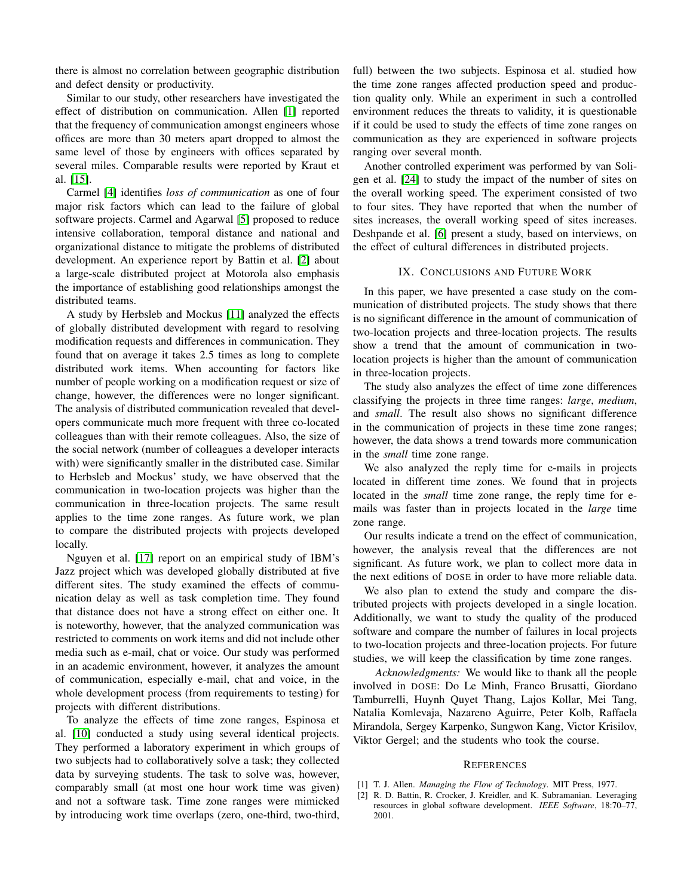there is almost no correlation between geographic distribution and defect density or productivity.

Similar to our study, other researchers have investigated the effect of distribution on communication. Allen [1] reported that the frequency of communication amongst engineers whose offices are more than 30 meters apart dropped to almost the same level of those by engineers with offices separated by several miles. Comparable results were reported by Kraut et al. [15].

Carmel [4] identifies *loss of communication* as one of four major risk factors which can lead to the failure of global software projects. Carmel and Agarwal [5] proposed to reduce intensive collaboration, temporal distance and national and organizational distance to mitigate the problems of distributed development. An experience report by Battin et al. [2] about a large-scale distributed project at Motorola also emphasis the importance of establishing good relationships amongst the distributed teams.

A study by Herbsleb and Mockus [11] analyzed the effects of globally distributed development with regard to resolving modification requests and differences in communication. They found that on average it takes 2.5 times as long to complete distributed work items. When accounting for factors like number of people working on a modification request or size of change, however, the differences were no longer significant. The analysis of distributed communication revealed that developers communicate much more frequent with three co-located colleagues than with their remote colleagues. Also, the size of the social network (number of colleagues a developer interacts with) were significantly smaller in the distributed case. Similar to Herbsleb and Mockus' study, we have observed that the communication in two-location projects was higher than the communication in three-location projects. The same result applies to the time zone ranges. As future work, we plan to compare the distributed projects with projects developed locally.

Nguyen et al. [17] report on an empirical study of IBM's Jazz project which was developed globally distributed at five different sites. The study examined the effects of communication delay as well as task completion time. They found that distance does not have a strong effect on either one. It is noteworthy, however, that the analyzed communication was restricted to comments on work items and did not include other media such as e-mail, chat or voice. Our study was performed in an academic environment, however, it analyzes the amount of communication, especially e-mail, chat and voice, in the whole development process (from requirements to testing) for projects with different distributions.

To analyze the effects of time zone ranges, Espinosa et al. [10] conducted a study using several identical projects. They performed a laboratory experiment in which groups of two subjects had to collaboratively solve a task; they collected data by surveying students. The task to solve was, however, comparably small (at most one hour work time was given) and not a software task. Time zone ranges were mimicked by introducing work time overlaps (zero, one-third, two-third, full) between the two subjects. Espinosa et al. studied how the time zone ranges affected production speed and production quality only. While an experiment in such a controlled environment reduces the threats to validity, it is questionable if it could be used to study the effects of time zone ranges on communication as they are experienced in software projects ranging over several month.

Another controlled experiment was performed by van Solingen et al. [24] to study the impact of the number of sites on the overall working speed. The experiment consisted of two to four sites. They have reported that when the number of sites increases, the overall working speed of sites increases. Deshpande et al. [6] present a study, based on interviews, on the effect of cultural differences in distributed projects.

## IX. Conclusions and Future Work

In this paper, we have presented a case study on the communication of distributed projects. The study shows that there is no significant difference in the amount of communication of two-location projects and three-location projects. The results show a trend that the amount of communication in two-location projects is higher than the amount of communication in three-location projects.

The study also analyzes the effect of time zone differences classifying the projects in three time ranges: *large*, *medium*, and *small*. The result also shows no significant difference in the communication of projects in these time zone ranges; however, the data shows a trend towards more communication in the *small* time zone range.

We also analyzed the reply time for e-mails in projects located in different time zones. We found that in projects located in the *small* time zone range, the reply time for e-mails was faster than in projects located in the *large* time zone range.

Our results indicate a trend on the effect of communication, however, the analysis reveal that the differences are not significant. As future work, we plan to collect more data in the next editions of DOSE in order to have more reliable data.

We also plan to extend the study and compare the distributed projects with projects developed in a single location. Additionally, we want to study the quality of the produced software and compare the number of failures in local projects to two-location projects and three-location projects. For future studies, we will keep the classification by time zone ranges.

*Acknowledgments:* We would like to thank all the people involved in DOSE: Do Le Minh, Franco Brusatti, Giordano Tamburrelli, Huynh Quyet Thang, Lajos Kollar, Mei Tang, Natalia Komlevaja, Nazareno Aguirre, Peter Kolb, Raffaela Mirandola, Sergey Karpenko, Sungwon Kang, Victor Krisilov, Viktor Gergel; and the students who took the course.

## References

[1] T. J. Allen. *Managing the Flow of Technology.* MIT Press, 1977.

[2] R. D. Battin, R. Crocker, J. Kreidler, and K. Subramanian. Leveraging resources in global software development. *IEEE Software*, 18:70–77, 2001.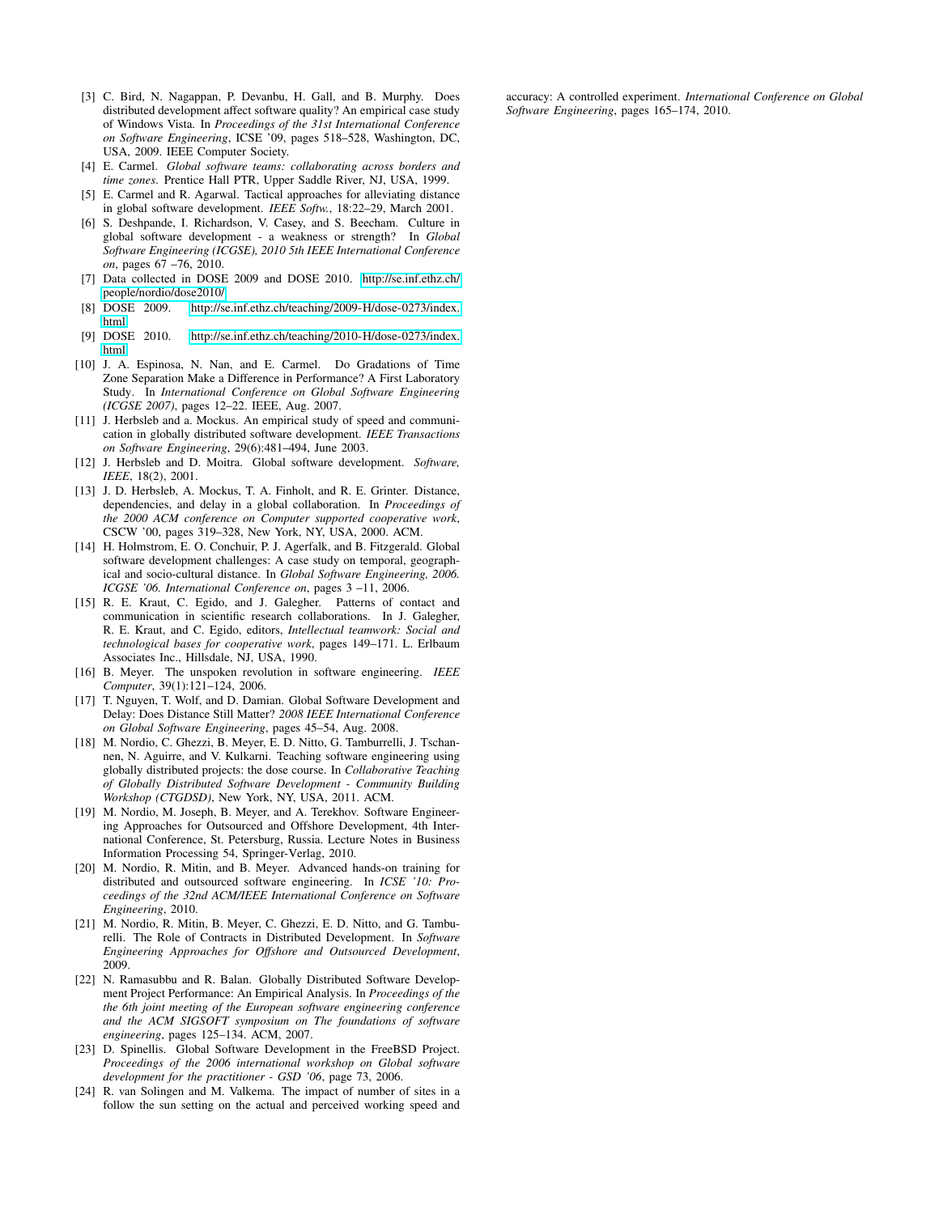[3] C. Bird, N. Nagappan, P. Devanbu, H. Gall, and B. Murphy. Does distributed development affect software quality? An empirical case study of Windows Vista. In *Proceedings of the 31st International Conference on Software Engineering*, ICSE '09, pages 518–528, Washington, DC, USA, 2009. IEEE Computer Society.

[4] E. Carmel. *Global software teams: collaborating across borders and time zones*. Prentice Hall PTR, Upper Saddle River, NJ, USA, 1999.

[5] E. Carmel and R. Agarwal. Tactical approaches for alleviating distance in global software development. *IEEE Softw.*, 18:22–29, March 2001.

[6] S. Deshpande, I. Richardson, V. Casey, and S. Beecham. Culture in global software development - a weakness or strength? In *Global Software Engineering (ICGSE), 2010 5th IEEE International Conference on*, pages 67 –76, 2010.

[7] Data collected in DOSE 2009 and DOSE 2010. http://se.inf.ethz.ch/people/nordio/dose2010/

[8] DOSE 2009. http://se.inf.ethz.ch/teaching/2009-H/dose-0273/index.html

[9] DOSE 2010. http://se.inf.ethz.ch/teaching/2010-H/dose-0273/index.html

[10] J. A. Espinosa, N. Nan, and E. Carmel. Do Gradations of Time Zone Separation Make a Difference in Performance? A First Laboratory Study. In *International Conference on Global Software Engineering (ICGSE 2007)*, pages 12–22. IEEE, Aug. 2007.

[11] J. Herbsleb and a. Mockus. An empirical study of speed and communication in globally distributed software development. *IEEE Transactions on Software Engineering*, 29(6):481–494, June 2003.

[12] J. Herbsleb and D. Moitra. Global software development. *Software, IEEE*, 18(2), 2001.

[13] J. D. Herbsleb, A. Mockus, T. A. Finholt, and R. E. Grinter. Distance, dependencies, and delay in a global collaboration. In *Proceedings of the 2000 ACM conference on Computer supported cooperative work*, CSCW '00, pages 319–328, New York, NY, USA, 2000. ACM.

[14] H. Holmstrom, E. O. Conchuir, P. J. Agerfalk, and B. Fitzgerald. Global software development challenges: A case study on temporal, geographical and socio-cultural distance. In *Global Software Engineering, 2006. ICGSE '06. International Conference on*, pages 3 –11, 2006.

[15] R. E. Kraut, C. Egido, and J. Galegher. Patterns of contact and communication in scientific research collaborations. In J. Galegher, R. E. Kraut, and C. Egido, editors, *Intellectual teamwork: Social and technological bases for cooperative work*, pages 149–171. L. Erlbaum Associates Inc., Hillsdale, NJ, USA, 1990.

[16] B. Meyer. The unspoken revolution in software engineering. *IEEE Computer*, 39(1):121–124, 2006.

[17] T. Nguyen, T. Wolf, and D. Damian. Global Software Development and Delay: Does Distance Still Matter? *2008 IEEE International Conference on Global Software Engineering*, pages 45–54, Aug. 2008.

[18] M. Nordio, C. Ghezzi, B. Meyer, E. D. Nitto, G. Tamburrelli, J. Tschannen, N. Aguirre, and V. Kulkarni. Teaching software engineering using globally distributed projects: the dose course. In *Collaborative Teaching of Globally Distributed Software Development - Community Building Workshop (CTGDSD)*, New York, NY, USA, 2011. ACM.

[19] M. Nordio, M. Joseph, B. Meyer, and A. Terekhov. Software Engineering Approaches for Outsourced and Offshore Development, 4th International Conference, St. Petersburg, Russia. Lecture Notes in Business Information Processing 54, Springer-Verlag, 2010.

[20] M. Nordio, R. Mitin, and B. Meyer. Advanced hands-on training for distributed and outsourced software engineering. In *ICSE '10: Proceedings of the 32nd ACM/IEEE International Conference on Software Engineering*, 2010.

[21] M. Nordio, R. Mitin, B. Meyer, C. Ghezzi, E. D. Nitto, and G. Tamburrelli. The Role of Contracts in Distributed Development. In *Software Engineering Approaches for Offshore and Outsourced Development*, 2009.

[22] N. Ramasubbu and R. Balan. Globally Distributed Software Development Project Performance: An Empirical Analysis. In *Proceedings of the the 6th joint meeting of the European software engineering conference and the ACM SIGSOFT symposium on The foundations of software engineering*, pages 125–134. ACM, 2007.

[23] D. Spinellis. Global Software Development in the FreeBSD Project. *Proceedings of the 2006 international workshop on Global software development for the practitioner - GSD '06*, page 73, 2006.

[24] R. van Solingen and M. Valkema. The impact of number of sites in a follow the sun setting on the actual and perceived working speed and accuracy: A controlled experiment. *International Conference on Global Software Engineering*, pages 165–174, 2010.